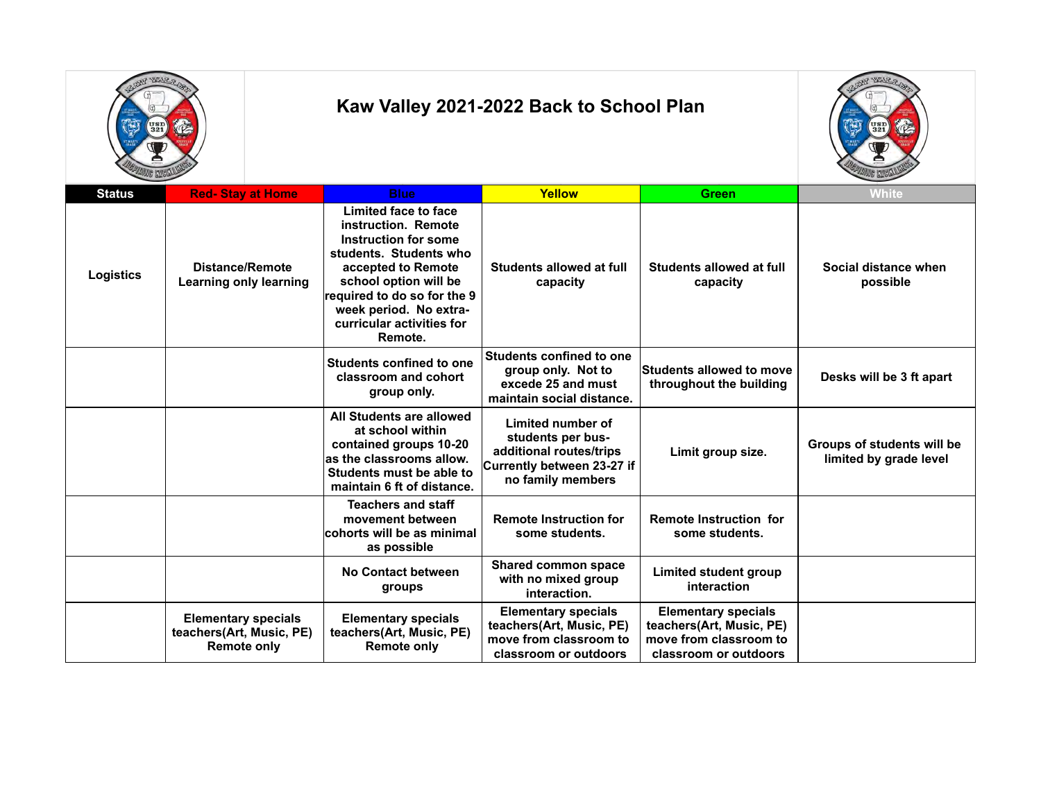# Kaw Valley 2021-2022 Back to School Plan

| Status | Red- Stay at Home | Blue | Yellow | Green | White |
|---|---|---|---|---|---|
| Logistics | Distance/Remote Learning only learning | Limited face to face instruction. Remote Instruction for some students. Students who accepted to Remote school option will be required to do so for the 9 week period. No extra-curricular activities for Remote. | Students allowed at full capacity | Students allowed at full capacity | Social distance when possible |
| | | Students confined to one classroom and cohort group only. | Students confined to one group only. Not to excede 25 and must maintain social distance. | Students allowed to move throughout the building | Desks will be 3 ft apart |
| | | All Students are allowed at school within contained groups 10-20 as the classrooms allow. Students must be able to maintain 6 ft of distance. | Limited number of students per bus- additional routes/trips Currently between 23-27 if no family members | Limit group size. | Groups of students will be limited by grade level |
| | | Teachers and staff movement between cohorts will be as minimal as possible | Remote Instruction for some students. | Remote Instruction for some students. | |
| | | No Contact between groups | Shared common space with no mixed group interaction. | Limited student group interaction | |
| | Elementary specials teachers(Art, Music, PE) Remote only | Elementary specials teachers(Art, Music, PE) Remote only | Elementary specials teachers(Art, Music, PE) move from classroom to classroom or outdoors | Elementary specials teachers(Art, Music, PE) move from classroom to classroom or outdoors | |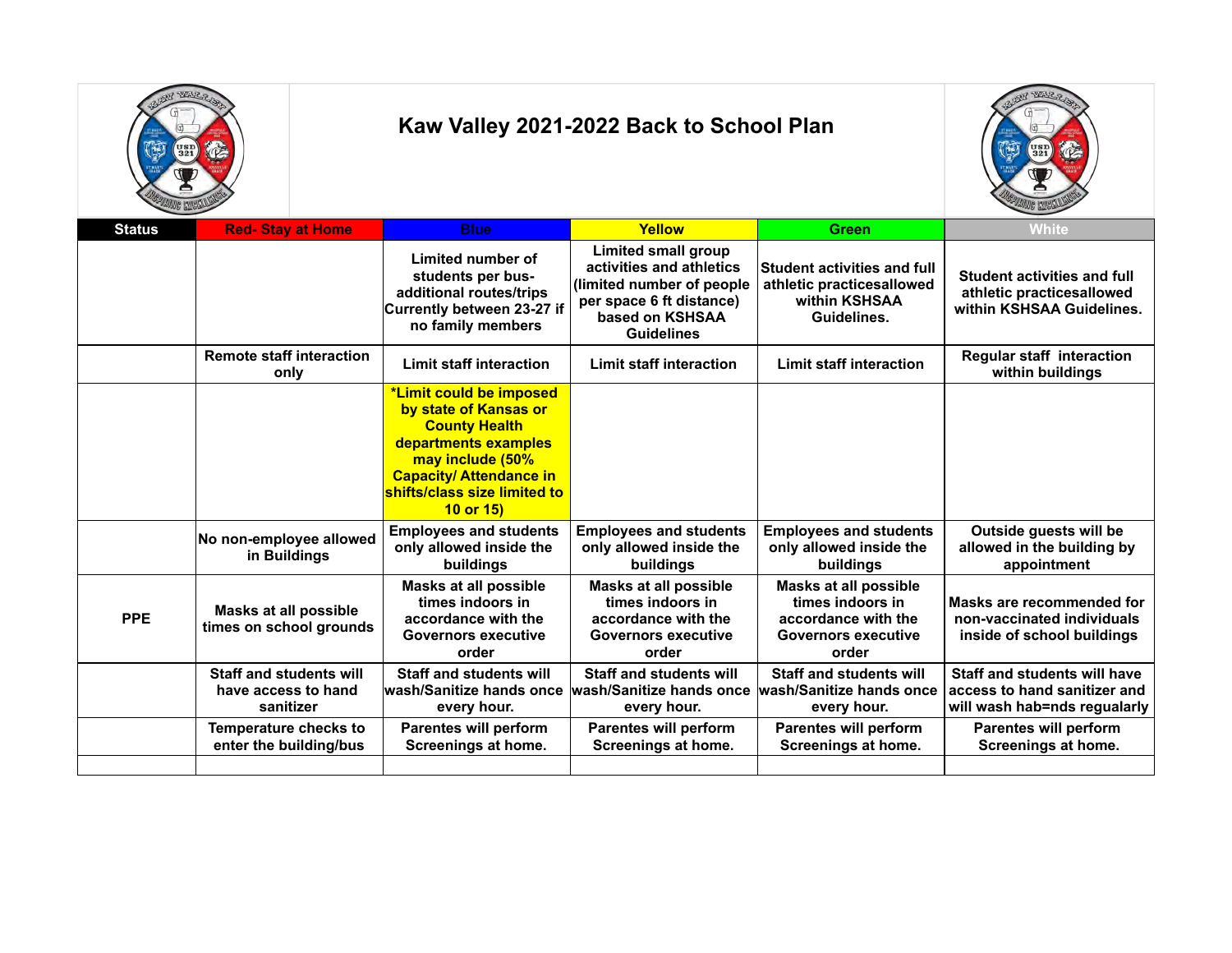# Kaw Valley 2021-2022 Back to School Plan

| Status | Red- Stay at Home | Blue | Yellow | Green | White |
|---|---|---|---|---|---|
| | | Limited number of students per bus- additional routes/trips Currently between 23-27 if no family members | Limited small group activities and athletics (limited number of people per space 6 ft distance) based on KSHSAA Guidelines | Student activities and full athletic practicesallowed within KSHSAA Guidelines. | Student activities and full athletic practicesallowed within KSHSAA Guidelines. |
| | Remote staff interaction only | Limit staff interaction | Limit staff interaction | Limit staff interaction | Regular staff interaction within buildings |
| | | *Limit could be imposed by state of Kansas or County Health departments examples may include (50% Capacity/ Attendance in shifts/class size limited to 10 or 15) | | | |
| | No non-employee allowed in Buildings | Employees and students only allowed inside the buildings | Employees and students only allowed inside the buildings | Employees and students only allowed inside the buildings | Outside guests will be allowed in the building by appointment |
| PPE | Masks at all possible times on school grounds | Masks at all possible times indoors in accordance with the Governors executive order | Masks at all possible times indoors in accordance with the Governors executive order | Masks at all possible times indoors in accordance with the Governors executive order | Masks are recommended for non-vaccinated individuals inside of school buildings |
| | Staff and students will have access to hand sanitizer | Staff and students will wash/Sanitize hands once every hour. | Staff and students will wash/Sanitize hands once every hour. | Staff and students will wash/Sanitize hands once every hour. | Staff and students will have access to hand sanitizer and will wash hab=nds regualarly |
| | Temperature checks to enter the building/bus | Parentes will perform Screenings at home. | Parentes will perform Screenings at home. | Parentes will perform Screenings at home. | Parentes will perform Screenings at home. |
| | | | | | |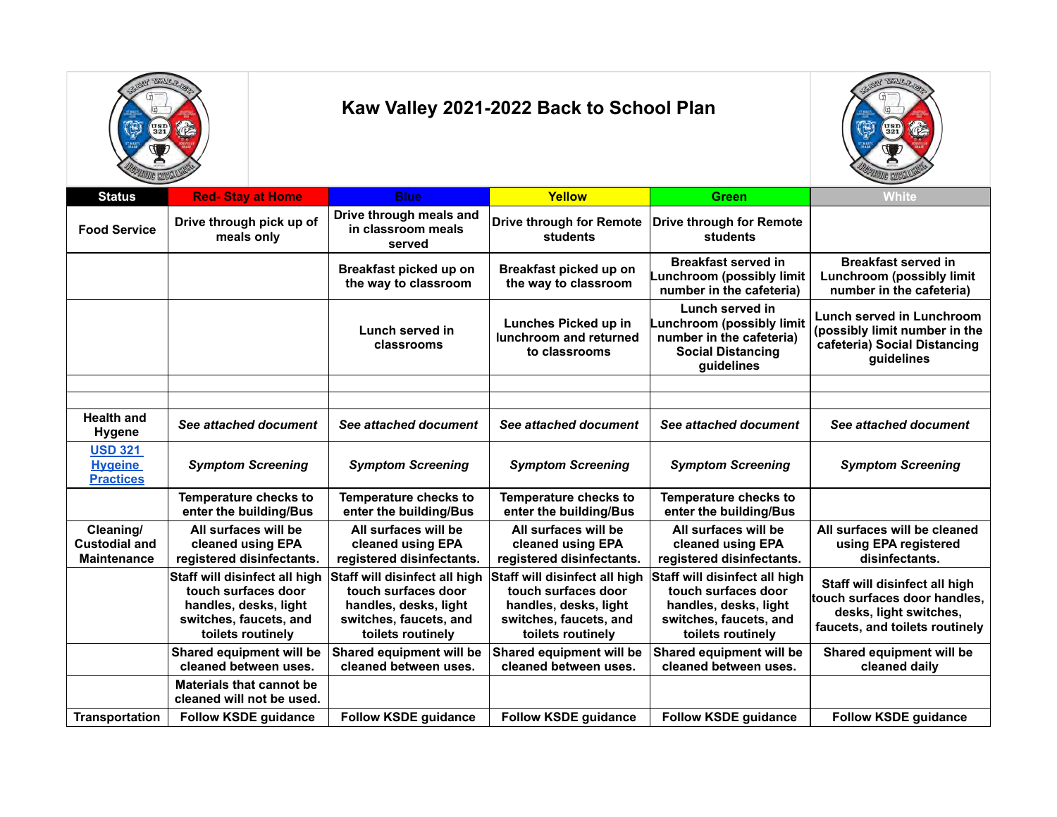# Kaw Valley 2021-2022 Back to School Plan

| Status | Red- Stay at Home | Blue | Yellow | Green | White |
|---|---|---|---|---|---|
| Food Service | Drive through pick up of meals only | Drive through meals and in classroom meals served | Drive through for Remote students | Drive through for Remote students | |
| | | Breakfast picked up on the way to classroom | Breakfast picked up on the way to classroom | Breakfast served in Lunchroom (possibly limit number in the cafeteria) | Breakfast served in Lunchroom (possibly limit number in the cafeteria) |
| | | Lunch served in classrooms | Lunches Picked up in lunchroom and returned to classrooms | Lunch served in Lunchroom (possibly limit number in the cafeteria) Social Distancing guidelines | Lunch served in Lunchroom (possibly limit number in the cafeteria) Social Distancing guidelines |
| | | | | | |
| | | | | | |
| Health and Hygene | *See attached document* | *See attached document* | *See attached document* | *See attached document* | *See attached document* |
| USD 321 Hygeine Practices | *Symptom Screening* | *Symptom Screening* | *Symptom Screening* | *Symptom Screening* | *Symptom Screening* |
| | Temperature checks to enter the building/Bus | Temperature checks to enter the building/Bus | Temperature checks to enter the building/Bus | Temperature checks to enter the building/Bus | |
| Cleaning/ Custodial and Maintenance | All surfaces will be cleaned using EPA registered disinfectants. | All surfaces will be cleaned using EPA registered disinfectants. | All surfaces will be cleaned using EPA registered disinfectants. | All surfaces will be cleaned using EPA registered disinfectants. | All surfaces will be cleaned using EPA registered disinfectants. |
| | Staff will disinfect all high touch surfaces door handles, desks, light switches, faucets, and toilets routinely | Staff will disinfect all high touch surfaces door handles, desks, light switches, faucets, and toilets routinely | Staff will disinfect all high touch surfaces door handles, desks, light switches, faucets, and toilets routinely | Staff will disinfect all high touch surfaces door handles, desks, light switches, faucets, and toilets routinely | Staff will disinfect all high touch surfaces door handles, desks, light switches, faucets, and toilets routinely |
| | Shared equipment will be cleaned between uses. | Shared equipment will be cleaned between uses. | Shared equipment will be cleaned between uses. | Shared equipment will be cleaned between uses. | Shared equipment will be cleaned daily |
| | Materials that cannot be cleaned will not be used. | | | | |
| Transportation | Follow KSDE guidance | Follow KSDE guidance | Follow KSDE guidance | Follow KSDE guidance | Follow KSDE guidance |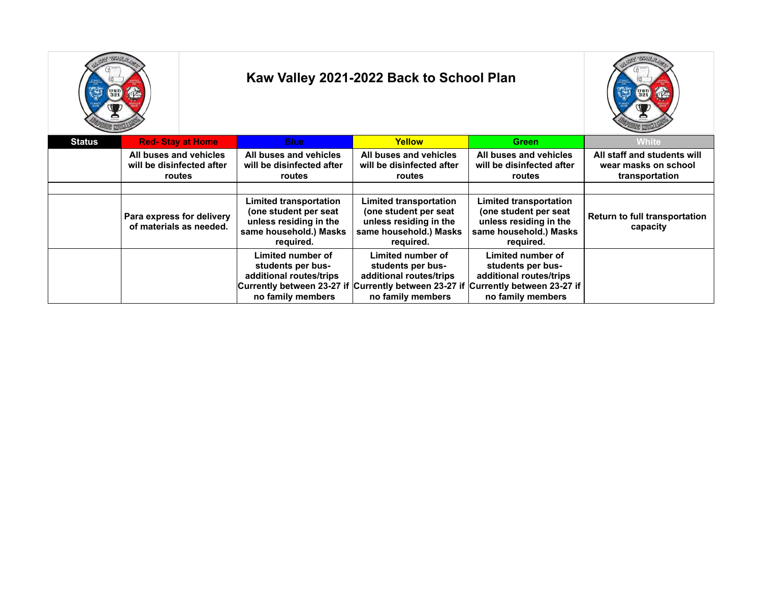# Kaw Valley 2021-2022 Back to School Plan

| Status | Red- Stay at Home | Blue | Yellow | Green | White |
|---|---|---|---|---|---|
| | All buses and vehicles will be disinfected after routes | All buses and vehicles will be disinfected after routes | All buses and vehicles will be disinfected after routes | All buses and vehicles will be disinfected after routes | All staff and students will wear masks on school transportation |
| | | | | | |
| | Para express for delivery of materials as needed. | Limited transportation (one student per seat unless residing in the same household.) Masks required. | Limited transportation (one student per seat unless residing in the same household.) Masks required. | Limited transportation (one student per seat unless residing in the same household.) Masks required. | Return to full transportation capacity |
| | | Limited number of students per bus- additional routes/trips Currently between 23-27 if no family members | Limited number of students per bus- additional routes/trips Currently between 23-27 if no family members | Limited number of students per bus- additional routes/trips Currently between 23-27 if no family members | |